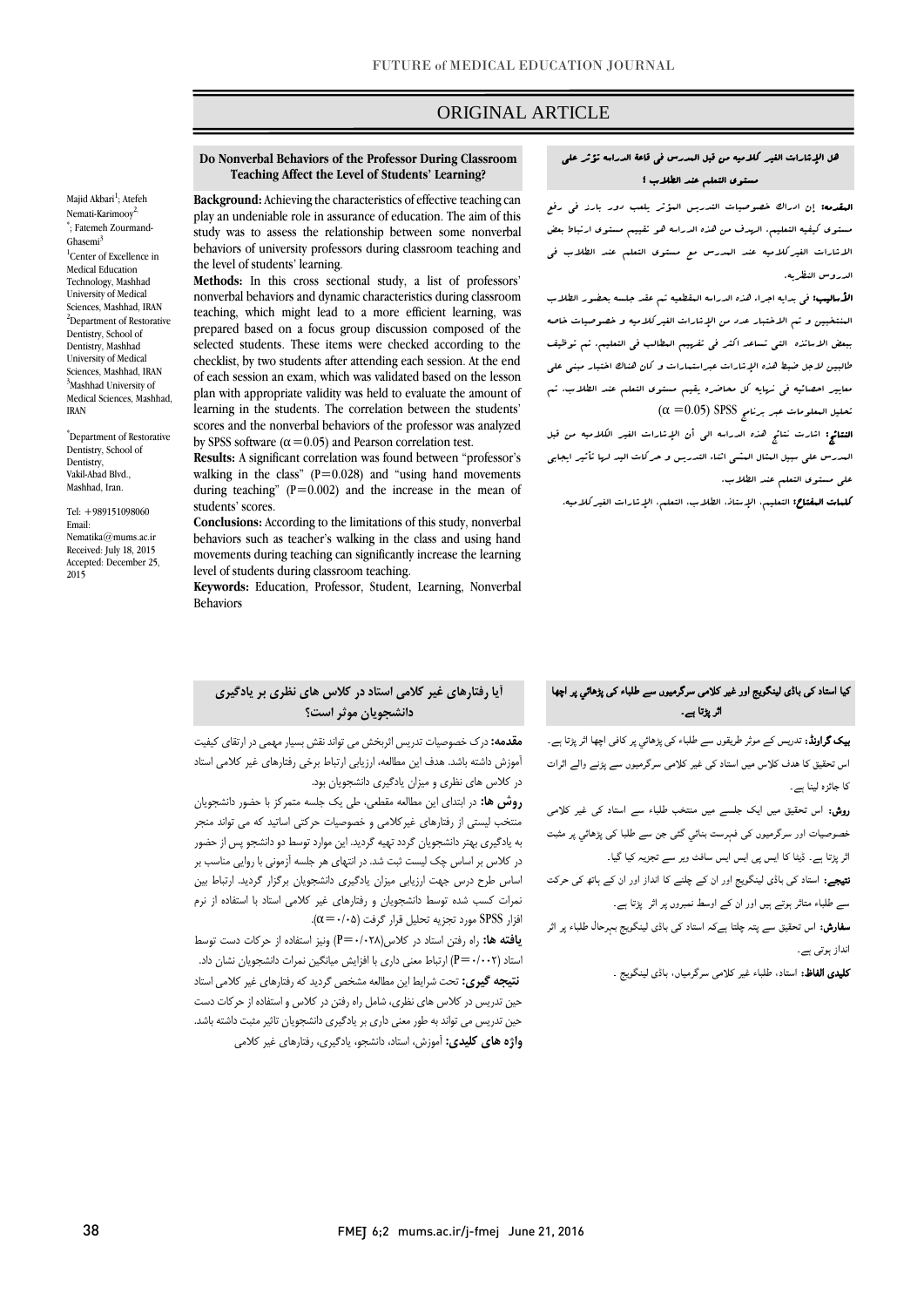ORIGINAL ARTICLE

## Do Nonverbal Behaviors of the Professor During Classroom Teaching Affect the Level of Students' Learning?

Majid Akbari[1]; Atefeh Nemati-Karimooy[2*]; Fatemeh Zourmand-Ghasemi[3]

[1]Center of Excellence in Medical Education Technology, Mashhad University of Medical Sciences, Mashhad, IRAN
[2]Department of Restorative Dentistry, School of Dentistry, Mashhad University of Medical Sciences, Mashhad, IRAN
[3]Mashhad University of Medical Sciences, Mashhad, IRAN

*Department of Restorative Dentistry, School of Dentistry, Vakil-Abad Blvd., Mashhad, Iran.

Tel: +989151098060
Email: Nematika@mums.ac.ir
Received: July 18, 2015
Accepted: December 25, 2015

**Background:** Achieving the characteristics of effective teaching can play an undeniable role in assurance of education. The aim of this study was to assess the relationship between some nonverbal behaviors of university professors during classroom teaching and the level of students' learning.

**Methods:** In this cross sectional study, a list of professors' nonverbal behaviors and dynamic characteristics during classroom teaching, which might lead to a more efficient learning, was prepared based on a focus group discussion composed of the selected students. These items were checked according to the checklist, by two students after attending each session. At the end of each session an exam, which was validated based on the lesson plan with appropriate validity was held to evaluate the amount of learning in the students. The correlation between the students' scores and the nonverbal behaviors of the professor was analyzed by SPSS software ($\alpha = 0.05$) and Pearson correlation test.

**Results:** A significant correlation was found between "professor's walking in the class" ($P = 0.028$) and "using hand movements during teaching" ($P = 0.002$) and the increase in the mean of students' scores.

**Conclusions:** According to the limitations of this study, nonverbal behaviors such as teacher's walking in the class and using hand movements during teaching can significantly increase the learning level of students during classroom teaching.

**Keywords:** Education, Professor, Student, Learning, Nonverbal Behaviors

## هل الإشارات الغير كلاميه من قبل المدرس فى قاعة الدراسه تؤثر على مستوى التعلم عند الطلاب ؟

**المقدمه:** إن ادراك خصوصيات التدريس المؤثر يلعب دور بارز فى رفع مستوى كيفيه التعليم. الهدف من هذه الدراسه هو تقييم مستوى ارتباط بعض الاشارات الغيركلاميه عند المدرس مع مستوى التعلم عند الطلاب فى الدروس النظريه.

**الأساليب:** فى بدايه اجراء هذه الدراسه المقطعيه تم عقد جلسه بحضور الطلاب المنتخبين و تم الاختيار عدد من الإشارات الغيركلاميه و خصوصيات خاصه ببعض الاساتذه التى تساعد اكثر فى تفريهم المطالب فى التعليم. تم توظيف طالبين لاجل ضبط هذه الإشارات عبراستمارات و كان هنالك اختبار مبنى على معايير احصائيه فى نهايه كل محاضره يقيم مستوى التعلم عند الطلاب. تم تحليل المعلومات عبر برنامج SPSS ($\alpha = 0.05$)

**النتائج:** اشارت نتائج هذه الدراسه الى أن الإشارات الغير الكلاميه من قبل المدرس على سبيل المثال المشى اثناء التدريس و حركات اليد لها تأثير ايجابى على مستوى التعلم عند الطلاب.

**كلمات المفتاح:** التعليم، الإستاذ، الطلاب، التعلم، الإشارات الغير كلاميه.

## آیا رفتارهای غیر کلامی استاد در کلاس های نظری بر یادگیری دانشجویان موثر است؟

**مقدمه:** درک خصوصیات تدریس اثربخش می تواند نقش بسیار مهمی در ارتقای کیفیت آموزش داشته باشد. هدف این مطالعه، ارزیابی ارتباط برخی رفتارهای غیر کلامی استاد در کلاس های نظری و میزان یادگیری دانشجویان بود.

**روش ها:** در ابتدای این مطالعه مقطعی، طی یک جلسه متمرکز با حضور دانشجویان منتخب لیستی از رفتارهای غیرکلامی و خصوصیات حرکتی اساتید که می تواند منجر به یادگیری بهتر دانشجویان گردد تهیه گردید. این موارد توسط دو دانشجو پس از حضور در کلاس بر اساس چک لیست ثبت شد. در انتهای هر جلسه آزمونی با روایی مناسب بر اساس طرح درس جهت ارزیابی میزان یادگیری دانشجویان برگزار گردید. ارتباط بین نمرات کسب شده توسط دانشجویان و رفتارهای غیر کلامی استاد با استفاده از نرم افزار SPSS مورد تجزیه تحلیل قرار گرفت ($\alpha = ۰/۰۵$).

**یافته ها:** راه رفتن استاد در کلاس($P = ۰/۰۲۸$) ونیز استفاده از حرکات دست توسط استاد ($P = ۰/۰۰۲$) ارتباط معنی داری با افزایش میانگین نمرات دانشجویان نشان داد.

**نتیجه گیری:** تحت شرایط این مطالعه مشخص گردید که رفتارهای غیر کلامی استاد حین تدریس در کلاس های نظری، شامل راه رفتن در کلاس و استفاده از حرکات دست حین تدریس می تواند به طور معنی داری بر یادگیری دانشجویان تاثیر مثبت داشته باشد.

**واژه های کلیدی:** آموزش، استاد، دانشجو، یادگیری، رفتارهای غیر کلامی

## کیا استاد کی باڈی لینگویج اور غیر کلامی سرگرمیوں سے طلباء کی پڑھائي پر اچھا اثر پڑتا ہے۔

**بیک گراونڈ:** تدریس کے موثر طریقوں سے طلباء کی پڑھائي پر کافی اچھا اثر پڑتا ہے۔ اس تحقیق کا ھدف کلاس میں استاد کی غیر کلامی سرگرمیوں سے پڑنے والے اثرات کا جائزہ لینا ہے۔

**روش:** اس تحقیق میں ایک جلسے میں منتخب طلباء سے استاد کی غیر کلامی خصوصیات اور سرگرمیوں کی فہرست بنائي گئي جن سے طلبا کی پڑھائي پر مثبت اثر پڑتا ہے۔ ڈیٹا کا ایس پی ایس ایس سافٹ ویر سے تجزیہ کیا گیا۔

**نتیجے:** استاد کی باڈی لینگویج اور ان کے چلنے کا انداز اور ان کے ہاتھ کی حرکت سے طلباء متاثر ہوتے ہیں اور ان کے اوسط نمبروں پر اثر پڑتا ہے۔

**سفارش:** اس تحقیق سے پتہ چلتا ہےکہ استاد کی باڈی لینگویج بہرحال طلباء پر اثر انداز ہوتی ہے۔

**کلیدی الفاظ:** استاد، طلباء غیر کلامی سرگرمیاں، باڈی لینگویج ۔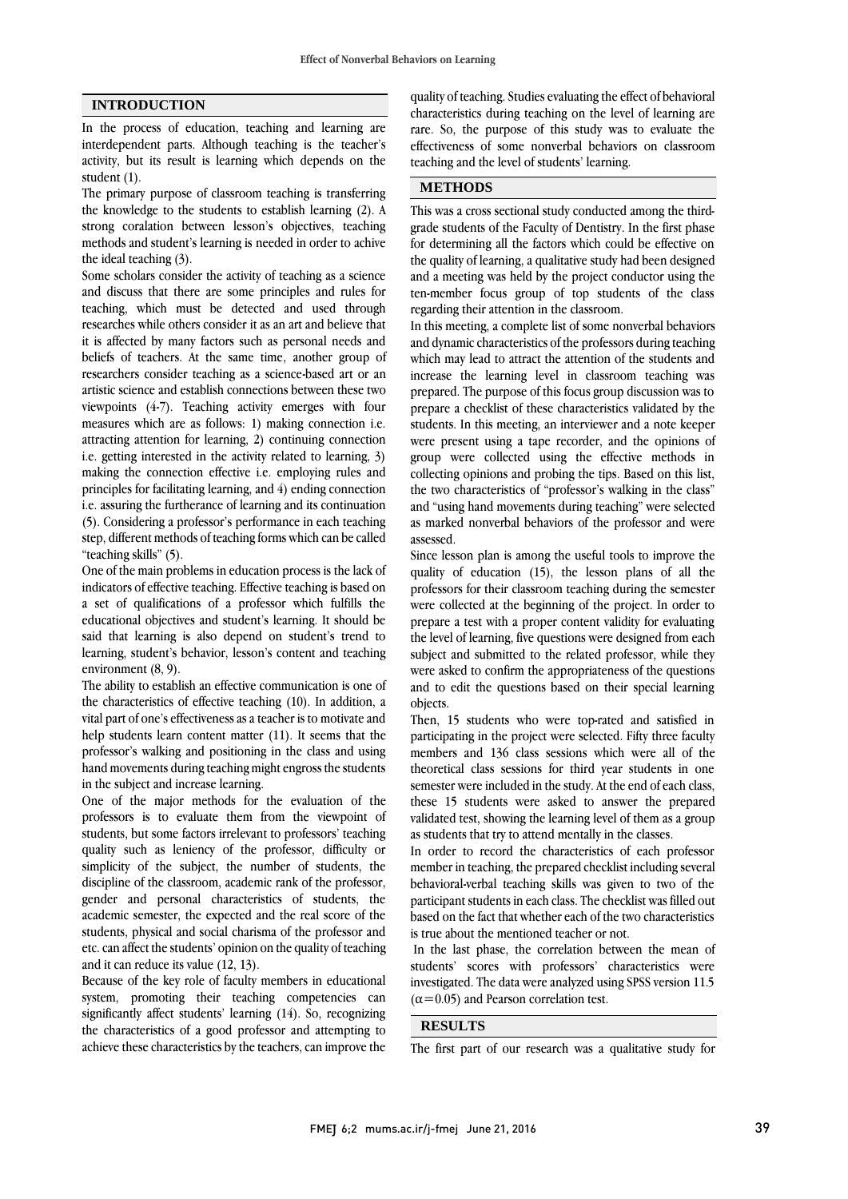## INTRODUCTION

In the process of education, teaching and learning are interdependent parts. Although teaching is the teacher's activity, but its result is learning which depends on the student (1).

The primary purpose of classroom teaching is transferring the knowledge to the students to establish learning (2). A strong coralation between lesson's objectives, teaching methods and student's learning is needed in order to achive the ideal teaching (3).

Some scholars consider the activity of teaching as a science and discuss that there are some principles and rules for teaching, which must be detected and used through researches while others consider it as an art and believe that it is affected by many factors such as personal needs and beliefs of teachers. At the same time, another group of researchers consider teaching as a science-based art or an artistic science and establish connections between these two viewpoints (4-7). Teaching activity emerges with four measures which are as follows: 1) making connection i.e. attracting attention for learning, 2) continuing connection i.e. getting interested in the activity related to learning, 3) making the connection effective i.e. employing rules and principles for facilitating learning, and 4) ending connection i.e. assuring the furtherance of learning and its continuation (5). Considering a professor's performance in each teaching step, different methods of teaching forms which can be called "teaching skills" (5).

One of the main problems in education process is the lack of indicators of effective teaching. Effective teaching is based on a set of qualifications of a professor which fulfills the educational objectives and student's learning. It should be said that learning is also depend on student's trend to learning, student's behavior, lesson's content and teaching environment (8, 9).

The ability to establish an effective communication is one of the characteristics of effective teaching (10). In addition, a vital part of one's effectiveness as a teacher is to motivate and help students learn content matter (11). It seems that the professor's walking and positioning in the class and using hand movements during teaching might engross the students in the subject and increase learning.

One of the major methods for the evaluation of the professors is to evaluate them from the viewpoint of students, but some factors irrelevant to professors' teaching quality such as leniency of the professor, difficulty or simplicity of the subject, the number of students, the discipline of the classroom, academic rank of the professor, gender and personal characteristics of students, the academic semester, the expected and the real score of the students, physical and social charisma of the professor and etc. can affect the students' opinion on the quality of teaching and it can reduce its value (12, 13).

Because of the key role of faculty members in educational system, promoting their teaching competencies can significantly affect students' learning (14). So, recognizing the characteristics of a good professor and attempting to achieve these characteristics by the teachers, can improve the quality of teaching. Studies evaluating the effect of behavioral characteristics during teaching on the level of learning are rare. So, the purpose of this study was to evaluate the effectiveness of some nonverbal behaviors on classroom teaching and the level of students' learning.

## METHODS

This was a cross sectional study conducted among the third-grade students of the Faculty of Dentistry. In the first phase for determining all the factors which could be effective on the quality of learning, a qualitative study had been designed and a meeting was held by the project conductor using the ten-member focus group of top students of the class regarding their attention in the classroom.

In this meeting, a complete list of some nonverbal behaviors and dynamic characteristics of the professors during teaching which may lead to attract the attention of the students and increase the learning level in classroom teaching was prepared. The purpose of this focus group discussion was to prepare a checklist of these characteristics validated by the students. In this meeting, an interviewer and a note keeper were present using a tape recorder, and the opinions of group were collected using the effective methods in collecting opinions and probing the tips. Based on this list, the two characteristics of "professor's walking in the class" and "using hand movements during teaching" were selected as marked nonverbal behaviors of the professor and were assessed.

Since lesson plan is among the useful tools to improve the quality of education (15), the lesson plans of all the professors for their classroom teaching during the semester were collected at the beginning of the project. In order to prepare a test with a proper content validity for evaluating the level of learning, five questions were designed from each subject and submitted to the related professor, while they were asked to confirm the appropriateness of the questions and to edit the questions based on their special learning objects.

Then, 15 students who were top-rated and satisfied in participating in the project were selected. Fifty three faculty members and 136 class sessions which were all of the theoretical class sessions for third year students in one semester were included in the study. At the end of each class, these 15 students were asked to answer the prepared validated test, showing the learning level of them as a group as students that try to attend mentally in the classes.

In order to record the characteristics of each professor member in teaching, the prepared checklist including several behavioral-verbal teaching skills was given to two of the participant students in each class. The checklist was filled out based on the fact that whether each of the two characteristics is true about the mentioned teacher or not.

In the last phase, the correlation between the mean of students' scores with professors' characteristics were investigated. The data were analyzed using SPSS version 11.5 ($\alpha$=0.05) and Pearson correlation test.

## RESULTS

The first part of our research was a qualitative study for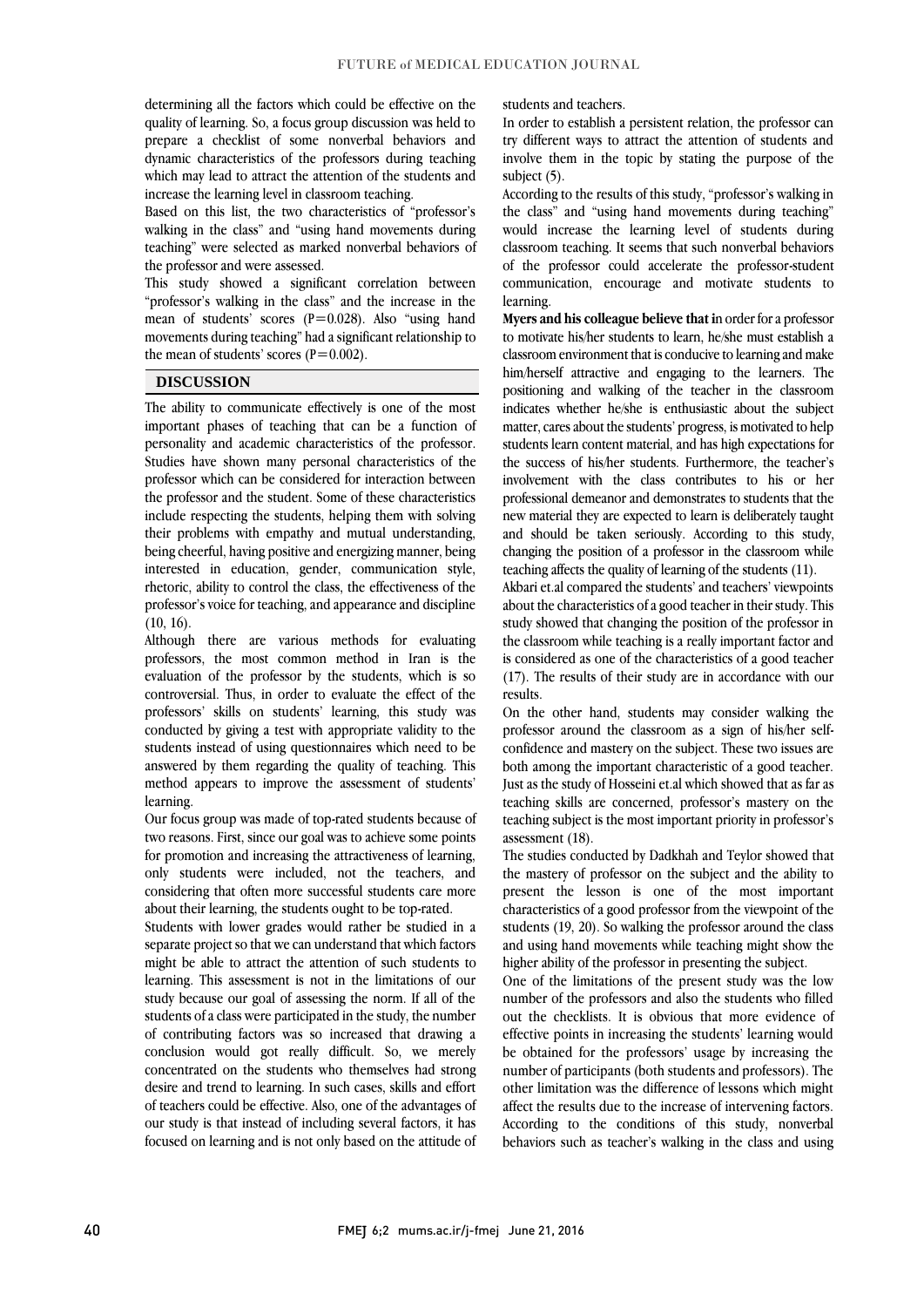determining all the factors which could be effective on the quality of learning. So, a focus group discussion was held to prepare a checklist of some nonverbal behaviors and dynamic characteristics of the professors during teaching which may lead to attract the attention of the students and increase the learning level in classroom teaching.

Based on this list, the two characteristics of "professor's walking in the class" and "using hand movements during teaching" were selected as marked nonverbal behaviors of the professor and were assessed.

This study showed a significant correlation between "professor's walking in the class" and the increase in the mean of students' scores ($P=0.028$). Also "using hand movements during teaching" had a significant relationship to the mean of students' scores ($P=0.002$).

## DISCUSSION

The ability to communicate effectively is one of the most important phases of teaching that can be a function of personality and academic characteristics of the professor. Studies have shown many personal characteristics of the professor which can be considered for interaction between the professor and the student. Some of these characteristics include respecting the students, helping them with solving their problems with empathy and mutual understanding, being cheerful, having positive and energizing manner, being interested in education, gender, communication style, rhetoric, ability to control the class, the effectiveness of the professor's voice for teaching, and appearance and discipline (10, 16).

Although there are various methods for evaluating professors, the most common method in Iran is the evaluation of the professor by the students, which is so controversial. Thus, in order to evaluate the effect of the professors' skills on students' learning, this study was conducted by giving a test with appropriate validity to the students instead of using questionnaires which need to be answered by them regarding the quality of teaching. This method appears to improve the assessment of students' learning.

Our focus group was made of top-rated students because of two reasons. First, since our goal was to achieve some points for promotion and increasing the attractiveness of learning, only students were included, not the teachers, and considering that often more successful students care more about their learning, the students ought to be top-rated.

Students with lower grades would rather be studied in a separate project so that we can understand that which factors might be able to attract the attention of such students to learning. This assessment is not in the limitations of our study because our goal of assessing the norm. If all of the students of a class were participated in the study, the number of contributing factors was so increased that drawing a conclusion would got really difficult. So, we merely concentrated on the students who themselves had strong desire and trend to learning. In such cases, skills and effort of teachers could be effective. Also, one of the advantages of our study is that instead of including several factors, it has focused on learning and is not only based on the attitude of students and teachers.

In order to establish a persistent relation, the professor can try different ways to attract the attention of students and involve them in the topic by stating the purpose of the subject (5).

According to the results of this study, "professor's walking in the class" and "using hand movements during teaching" would increase the learning level of students during classroom teaching. It seems that such nonverbal behaviors of the professor could accelerate the professor-student communication, encourage and motivate students to learning.

**Myers and his colleague believe that i**n order for a professor to motivate his/her students to learn, he/she must establish a classroom environment that is conducive to learning and make him/herself attractive and engaging to the learners. The positioning and walking of the teacher in the classroom indicates whether he/she is enthusiastic about the subject matter, cares about the students' progress, is motivated to help students learn content material, and has high expectations for the success of his/her students. Furthermore, the teacher's involvement with the class contributes to his or her professional demeanor and demonstrates to students that the new material they are expected to learn is deliberately taught and should be taken seriously. According to this study, changing the position of a professor in the classroom while teaching affects the quality of learning of the students (11).

Akbari et.al compared the students' and teachers' viewpoints about the characteristics of a good teacher in their study. This study showed that changing the position of the professor in the classroom while teaching is a really important factor and is considered as one of the characteristics of a good teacher (17). The results of their study are in accordance with our results.

On the other hand, students may consider walking the professor around the classroom as a sign of his/her self-confidence and mastery on the subject. These two issues are both among the important characteristic of a good teacher. Just as the study of Hosseini et.al which showed that as far as teaching skills are concerned, professor's mastery on the teaching subject is the most important priority in professor's assessment (18).

The studies conducted by Dadkhah and Teylor showed that the mastery of professor on the subject and the ability to present the lesson is one of the most important characteristics of a good professor from the viewpoint of the students (19, 20). So walking the professor around the class and using hand movements while teaching might show the higher ability of the professor in presenting the subject.

One of the limitations of the present study was the low number of the professors and also the students who filled out the checklists. It is obvious that more evidence of effective points in increasing the students' learning would be obtained for the professors' usage by increasing the number of participants (both students and professors). The other limitation was the difference of lessons which might affect the results due to the increase of intervening factors. According to the conditions of this study, nonverbal behaviors such as teacher's walking in the class and using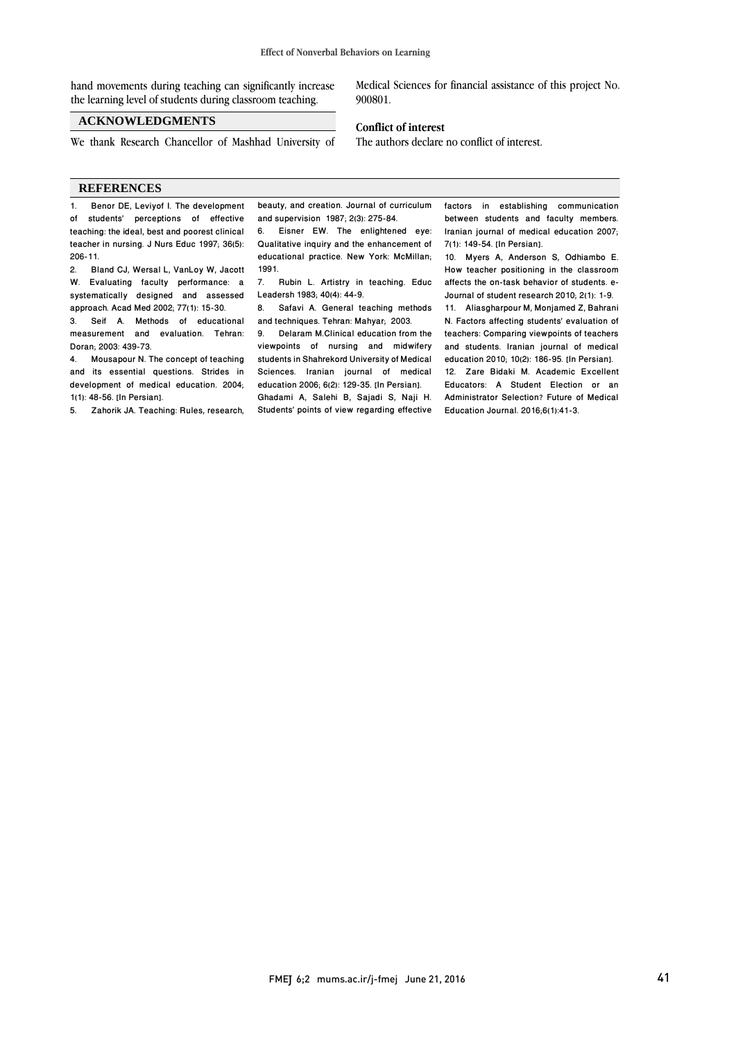hand movements during teaching can significantly increase the learning level of students during classroom teaching.

## ACKNOWLEDGMENTS

We thank Research Chancellor of Mashhad University of Medical Sciences for financial assistance of this project No. 900801.

### Conflict of interest

The authors declare no conflict of interest.

## REFERENCES

1. Benor DE, Leviyof I. The development of students' perceptions of effective teaching: the ideal, best and poorest clinical teacher in nursing. J Nurs Educ 1997; 36(5): 206-11.
2. Bland CJ, Wersal L, VanLoy W, Jacott W. Evaluating faculty performance: a systematically designed and assessed approach. Acad Med 2002; 77(1): 15-30.
3. Seif A. Methods of educational measurement and evaluation. Tehran: Doran; 2003: 439-73.
4. Mousapour N. The concept of teaching and its essential questions. Strides in development of medical education. 2004; 1(1): 48-56. [In Persian].
5. Zahorik JA. Teaching: Rules, research, beauty, and creation. Journal of curriculum and supervision 1987; 2(3): 275-84.
6. Eisner EW. The enlightened eye: Qualitative inquiry and the enhancement of educational practice. New York: McMillan; 1991.
7. Rubin L. Artistry in teaching. Educ Leadersh 1983; 40(4): 44-9.
8. Safavi A. General teaching methods and techniques. Tehran: Mahyar; 2003.
9. Delaram M.Clinical education from the viewpoints of nursing and midwifery students in Shahrekord University of Medical Sciences. Iranian journal of medical education 2006; 6(2): 129-35. [In Persian].
Ghadami A, Salehi B, Sajadi S, Naji H. Students' points of view regarding effective factors in establishing communication between students and faculty members. Iranian journal of medical education 2007; 7(1): 149-54. [In Persian].
10. Myers A, Anderson S, Odhiambo E. How teacher positioning in the classroom affects the on-task behavior of students. e-Journal of student research 2010; 2(1): 1-9.
11. Aliasgharpour M, Monjamed Z, Bahrani N. Factors affecting students' evaluation of teachers: Comparing viewpoints of teachers and students. Iranian journal of medical education 2010; 10(2): 186-95. [In Persian].
12. Zare Bidaki M. Academic Excellent Educators: A Student Election or an Administrator Selection? Future of Medical Education Journal. 2016;6(1):41-3.